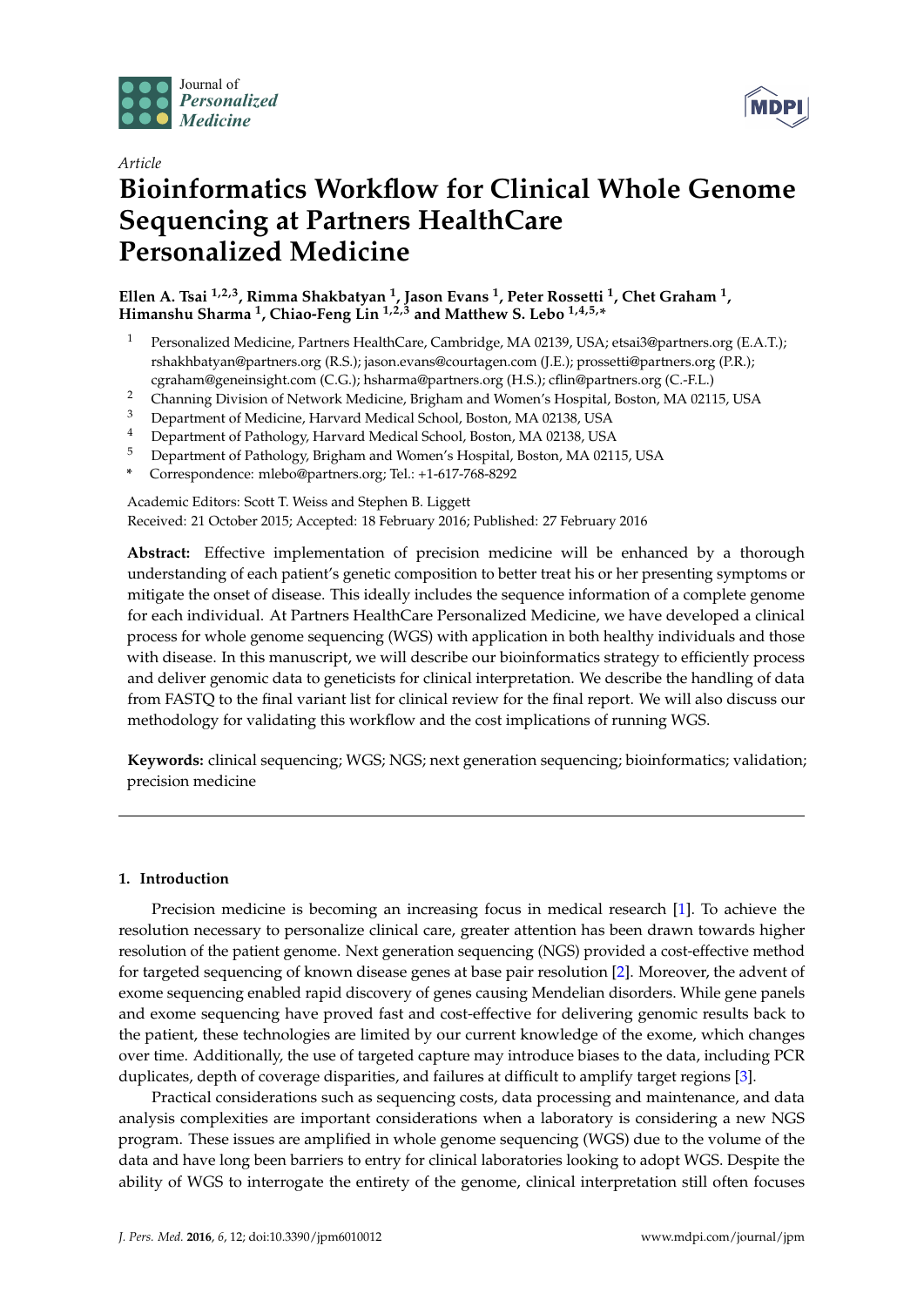Article

# Bioinformatics Workflow for Clinical Whole Genome Sequencing at Partners HealthCare Personalized Medicine

**Ellen A. Tsai [1,2,3], Rimma Shakbatyan [1], Jason Evans [1], Peter Rossetti [1], Chet Graham [1], Himanshu Sharma [1], Chiao-Feng Lin [1,2,3] and Matthew S. Lebo [1,4,5,*]**

1. Personalized Medicine, Partners HealthCare, Cambridge, MA 02139, USA; etsai3@partners.org (E.A.T.); rshakhbatyan@partners.org (R.S.); jason.evans@courtagen.com (J.E.); prossetti@partners.org (P.R.); cgraham@geneinsight.com (C.G.); hsharma@partners.org (H.S.); cflin@partners.org (C.-F.L.)
2. Channing Division of Network Medicine, Brigham and Women's Hospital, Boston, MA 02115, USA
3. Department of Medicine, Harvard Medical School, Boston, MA 02138, USA
4. Department of Pathology, Harvard Medical School, Boston, MA 02138, USA
5. Department of Pathology, Brigham and Women's Hospital, Boston, MA 02115, USA

\* Correspondence: mlebo@partners.org; Tel.: +1-617-768-8292

Academic Editors: Scott T. Weiss and Stephen B. Liggett
Received: 21 October 2015; Accepted: 18 February 2016; Published: 27 February 2016

**Abstract:** Effective implementation of precision medicine will be enhanced by a thorough understanding of each patient's genetic composition to better treat his or her presenting symptoms or mitigate the onset of disease. This ideally includes the sequence information of a complete genome for each individual. At Partners HealthCare Personalized Medicine, we have developed a clinical process for whole genome sequencing (WGS) with application in both healthy individuals and those with disease. In this manuscript, we will describe our bioinformatics strategy to efficiently process and deliver genomic data to geneticists for clinical interpretation. We describe the handling of data from FASTQ to the final variant list for clinical review for the final report. We will also discuss our methodology for validating this workflow and the cost implications of running WGS.

**Keywords:** clinical sequencing; WGS; NGS; next generation sequencing; bioinformatics; validation; precision medicine

## 1. Introduction

Precision medicine is becoming an increasing focus in medical research [1]. To achieve the resolution necessary to personalize clinical care, greater attention has been drawn towards higher resolution of the patient genome. Next generation sequencing (NGS) provided a cost-effective method for targeted sequencing of known disease genes at base pair resolution [2]. Moreover, the advent of exome sequencing enabled rapid discovery of genes causing Mendelian disorders. While gene panels and exome sequencing have proved fast and cost-effective for delivering genomic results back to the patient, these technologies are limited by our current knowledge of the exome, which changes over time. Additionally, the use of targeted capture may introduce biases to the data, including PCR duplicates, depth of coverage disparities, and failures at difficult to amplify target regions [3].

Practical considerations such as sequencing costs, data processing and maintenance, and data analysis complexities are important considerations when a laboratory is considering a new NGS program. These issues are amplified in whole genome sequencing (WGS) due to the volume of the data and have long been barriers to entry for clinical laboratories looking to adopt WGS. Despite the ability of WGS to interrogate the entirety of the genome, clinical interpretation still often focuses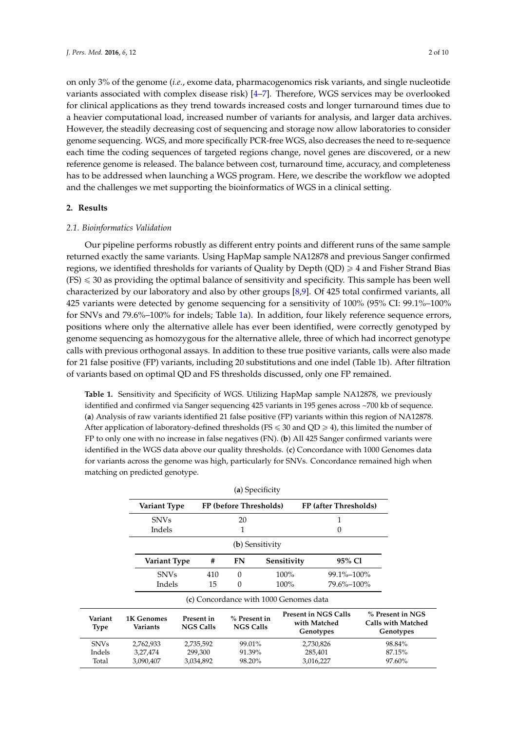on only 3% of the genome (*i.e.*, exome data, pharmacogenomics risk variants, and single nucleotide variants associated with complex disease risk) [4–7]. Therefore, WGS services may be overlooked for clinical applications as they trend towards increased costs and longer turnaround times due to a heavier computational load, increased number of variants for analysis, and larger data archives. However, the steadily decreasing cost of sequencing and storage now allow laboratories to consider genome sequencing. WGS, and more specifically PCR-free WGS, also decreases the need to re-sequence each time the coding sequences of targeted regions change, novel genes are discovered, or a new reference genome is released. The balance between cost, turnaround time, accuracy, and completeness has to be addressed when launching a WGS program. Here, we describe the workflow we adopted and the challenges we met supporting the bioinformatics of WGS in a clinical setting.

## 2. Results

### 2.1. Bioinformatics Validation

Our pipeline performs robustly as different entry points and different runs of the same sample returned exactly the same variants. Using HapMap sample NA12878 and previous Sanger confirmed regions, we identified thresholds for variants of Quality by Depth (QD) $\geqslant 4$ and Fisher Strand Bias (FS) $\leqslant 30$ as providing the optimal balance of sensitivity and specificity. This sample has been well characterized by our laboratory and also by other groups [8,9]. Of 425 total confirmed variants, all 425 variants were detected by genome sequencing for a sensitivity of 100% (95% CI: 99.1%–100% for SNVs and 79.6%–100% for indels; Table 1a). In addition, four likely reference sequence errors, positions where only the alternative allele has ever been identified, were correctly genotyped by genome sequencing as homozygous for the alternative allele, three of which had incorrect genotype calls with previous orthogonal assays. In addition to these true positive variants, calls were also made for 21 false positive (FP) variants, including 20 substitutions and one indel (Table 1b). After filtration of variants based on optimal QD and FS thresholds discussed, only one FP remained.

**Table 1.** Sensitivity and Specificity of WGS. Utilizing HapMap sample NA12878, we previously identified and confirmed via Sanger sequencing 425 variants in 195 genes across ~700 kb of sequence. (**a**) Analysis of raw variants identified 21 false positive (FP) variants within this region of NA12878. After application of laboratory-defined thresholds (FS $\leqslant$ 30 and QD $\geqslant$ 4), this limited the number of FP to only one with no increase in false negatives (FN). (**b**) All 425 Sanger confirmed variants were identified in the WGS data above our quality thresholds. (**c**) Concordance with 1000 Genomes data for variants across the genome was high, particularly for SNVs. Concordance remained high when matching on predicted genotype.

(**a**) Specificity

| Variant Type | FP (before Thresholds) | FP (after Thresholds) |
|---|---|---|
| SNVs | 20 | 1 |
| Indels | 1 | 0 |

(**b**) Sensitivity

| Variant Type | # | FN | Sensitivity | 95% CI |
|---|---|---|---|---|
| SNVs | 410 | 0 | 100% | 99.1%–100% |
| Indels | 15 | 0 | 100% | 79.6%–100% |

(**c**) Concordance with 1000 Genomes data

| Variant Type | 1K Genomes Variants | Present in NGS Calls | % Present in NGS Calls | Present in NGS Calls with Matched Genotypes | % Present in NGS Calls with Matched Genotypes |
|---|---|---|---|---|---|
| SNVs | 2,762,933 | 2,735,592 | 99.01% | 2,730,826 | 98.84% |
| Indels | 3,27,474 | 299,300 | 91.39% | 285,401 | 87.15% |
| Total | 3,090,407 | 3,034,892 | 98.20% | 3,016,227 | 97.60% |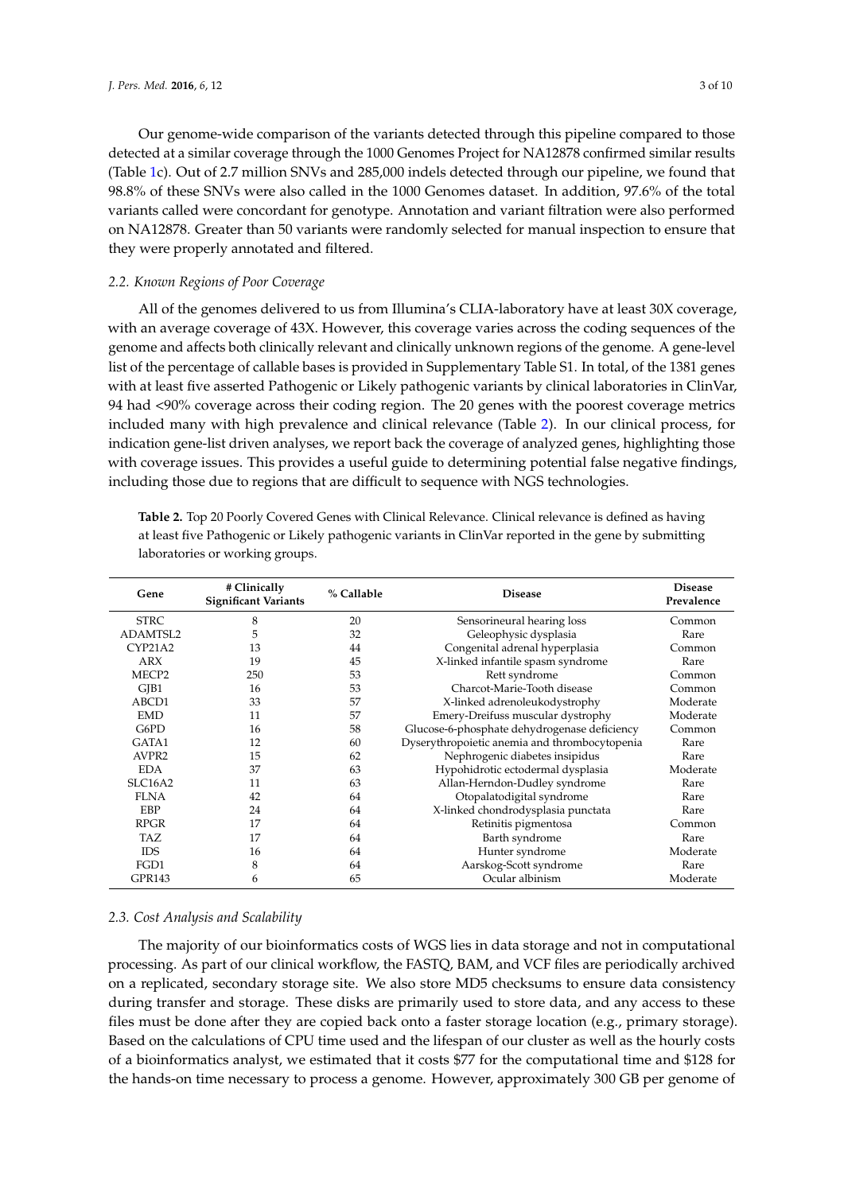Our genome-wide comparison of the variants detected through this pipeline compared to those detected at a similar coverage through the 1000 Genomes Project for NA12878 confirmed similar results (Table 1c). Out of 2.7 million SNVs and 285,000 indels detected through our pipeline, we found that 98.8% of these SNVs were also called in the 1000 Genomes dataset. In addition, 97.6% of the total variants called were concordant for genotype. Annotation and variant filtration were also performed on NA12878. Greater than 50 variants were randomly selected for manual inspection to ensure that they were properly annotated and filtered.

### 2.2. Known Regions of Poor Coverage

All of the genomes delivered to us from Illumina's CLIA-laboratory have at least 30X coverage, with an average coverage of 43X. However, this coverage varies across the coding sequences of the genome and affects both clinically relevant and clinically unknown regions of the genome. A gene-level list of the percentage of callable bases is provided in Supplementary Table S1. In total, of the 1381 genes with at least five asserted Pathogenic or Likely pathogenic variants by clinical laboratories in ClinVar, 94 had <90% coverage across their coding region. The 20 genes with the poorest coverage metrics included many with high prevalence and clinical relevance (Table 2). In our clinical process, for indication gene-list driven analyses, we report back the coverage of analyzed genes, highlighting those with coverage issues. This provides a useful guide to determining potential false negative findings, including those due to regions that are difficult to sequence with NGS technologies.

**Table 2.** Top 20 Poorly Covered Genes with Clinical Relevance. Clinical relevance is defined as having at least five Pathogenic or Likely pathogenic variants in ClinVar reported in the gene by submitting laboratories or working groups.

| Gene | # Clinically Significant Variants | % Callable | Disease | Disease Prevalence |
|---|---|---|---|---|
| STRC | 8 | 20 | Sensorineural hearing loss | Common |
| ADAMTSL2 | 5 | 32 | Geleophysic dysplasia | Rare |
| CYP21A2 | 13 | 44 | Congenital adrenal hyperplasia | Common |
| ARX | 19 | 45 | X-linked infantile spasm syndrome | Rare |
| MECP2 | 250 | 53 | Rett syndrome | Common |
| GJB1 | 16 | 53 | Charcot-Marie-Tooth disease | Common |
| ABCD1 | 33 | 57 | X-linked adrenoleukodystrophy | Moderate |
| EMD | 11 | 57 | Emery-Dreifuss muscular dystrophy | Moderate |
| G6PD | 16 | 58 | Glucose-6-phosphate dehydrogenase deficiency | Common |
| GATA1 | 12 | 60 | Dyserythropoietic anemia and thrombocytopenia | Rare |
| AVPR2 | 15 | 62 | Nephrogenic diabetes insipidus | Rare |
| EDA | 37 | 63 | Hypohidrotic ectodermal dysplasia | Moderate |
| SLC16A2 | 11 | 63 | Allan-Herndon-Dudley syndrome | Rare |
| FLNA | 42 | 64 | Otopalatodigital syndrome | Rare |
| EBP | 24 | 64 | X-linked chondrodysplasia punctata | Rare |
| RPGR | 17 | 64 | Retinitis pigmentosa | Common |
| TAZ | 17 | 64 | Barth syndrome | Rare |
| IDS | 16 | 64 | Hunter syndrome | Moderate |
| FGD1 | 8 | 64 | Aarskog-Scott syndrome | Rare |
| GPR143 | 6 | 65 | Ocular albinism | Moderate |

### 2.3. Cost Analysis and Scalability

The majority of our bioinformatics costs of WGS lies in data storage and not in computational processing. As part of our clinical workflow, the FASTQ, BAM, and VCF files are periodically archived on a replicated, secondary storage site. We also store MD5 checksums to ensure data consistency during transfer and storage. These disks are primarily used to store data, and any access to these files must be done after they are copied back onto a faster storage location (e.g., primary storage). Based on the calculations of CPU time used and the lifespan of our cluster as well as the hourly costs of a bioinformatics analyst, we estimated that it costs $77 for the computational time and $128 for the hands-on time necessary to process a genome. However, approximately 300 GB per genome of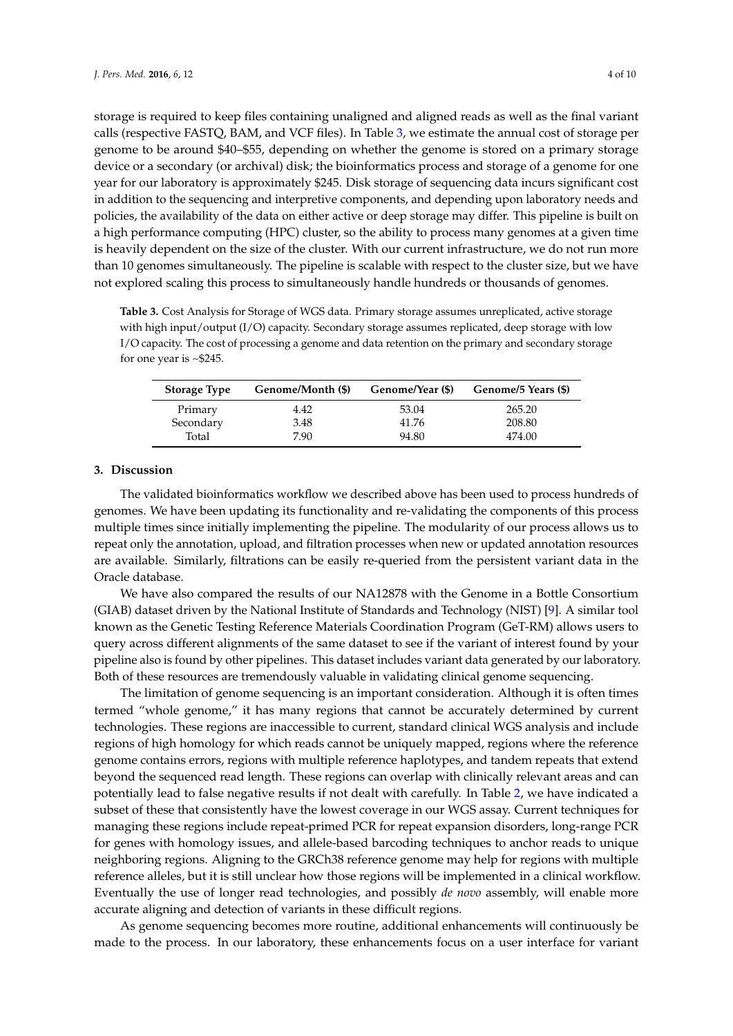storage is required to keep files containing unaligned and aligned reads as well as the final variant calls (respective FASTQ, BAM, and VCF files). In Table 3, we estimate the annual cost of storage per genome to be around $40–$55, depending on whether the genome is stored on a primary storage device or a secondary (or archival) disk; the bioinformatics process and storage of a genome for one year for our laboratory is approximately $245. Disk storage of sequencing data incurs significant cost in addition to the sequencing and interpretive components, and depending upon laboratory needs and policies, the availability of the data on either active or deep storage may differ. This pipeline is built on a high performance computing (HPC) cluster, so the ability to process many genomes at a given time is heavily dependent on the size of the cluster. With our current infrastructure, we do not run more than 10 genomes simultaneously. The pipeline is scalable with respect to the cluster size, but we have not explored scaling this process to simultaneously handle hundreds or thousands of genomes.

**Table 3.** Cost Analysis for Storage of WGS data. Primary storage assumes unreplicated, active storage with high input/output (I/O) capacity. Secondary storage assumes replicated, deep storage with low I/O capacity. The cost of processing a genome and data retention on the primary and secondary storage for one year is ~$245.

| Storage Type | Genome/Month ($) | Genome/Year ($) | Genome/5 Years ($) |
|---|---|---|---|
| Primary | 4.42 | 53.04 | 265.20 |
| Secondary | 3.48 | 41.76 | 208.80 |
| Total | 7.90 | 94.80 | 474.00 |

## 3. Discussion

The validated bioinformatics workflow we described above has been used to process hundreds of genomes. We have been updating its functionality and re-validating the components of this process multiple times since initially implementing the pipeline. The modularity of our process allows us to repeat only the annotation, upload, and filtration processes when new or updated annotation resources are available. Similarly, filtrations can be easily re-queried from the persistent variant data in the Oracle database.

We have also compared the results of our NA12878 with the Genome in a Bottle Consortium (GIAB) dataset driven by the National Institute of Standards and Technology (NIST) [9]. A similar tool known as the Genetic Testing Reference Materials Coordination Program (GeT-RM) allows users to query across different alignments of the same dataset to see if the variant of interest found by your pipeline also is found by other pipelines. This dataset includes variant data generated by our laboratory. Both of these resources are tremendously valuable in validating clinical genome sequencing.

The limitation of genome sequencing is an important consideration. Although it is often times termed "whole genome," it has many regions that cannot be accurately determined by current technologies. These regions are inaccessible to current, standard clinical WGS analysis and include regions of high homology for which reads cannot be uniquely mapped, regions where the reference genome contains errors, regions with multiple reference haplotypes, and tandem repeats that extend beyond the sequenced read length. These regions can overlap with clinically relevant areas and can potentially lead to false negative results if not dealt with carefully. In Table 2, we have indicated a subset of these that consistently have the lowest coverage in our WGS assay. Current techniques for managing these regions include repeat-primed PCR for repeat expansion disorders, long-range PCR for genes with homology issues, and allele-based barcoding techniques to anchor reads to unique neighboring regions. Aligning to the GRCh38 reference genome may help for regions with multiple reference alleles, but it is still unclear how those regions will be implemented in a clinical workflow. Eventually the use of longer read technologies, and possibly *de novo* assembly, will enable more accurate aligning and detection of variants in these difficult regions.

As genome sequencing becomes more routine, additional enhancements will continuously be made to the process. In our laboratory, these enhancements focus on a user interface for variant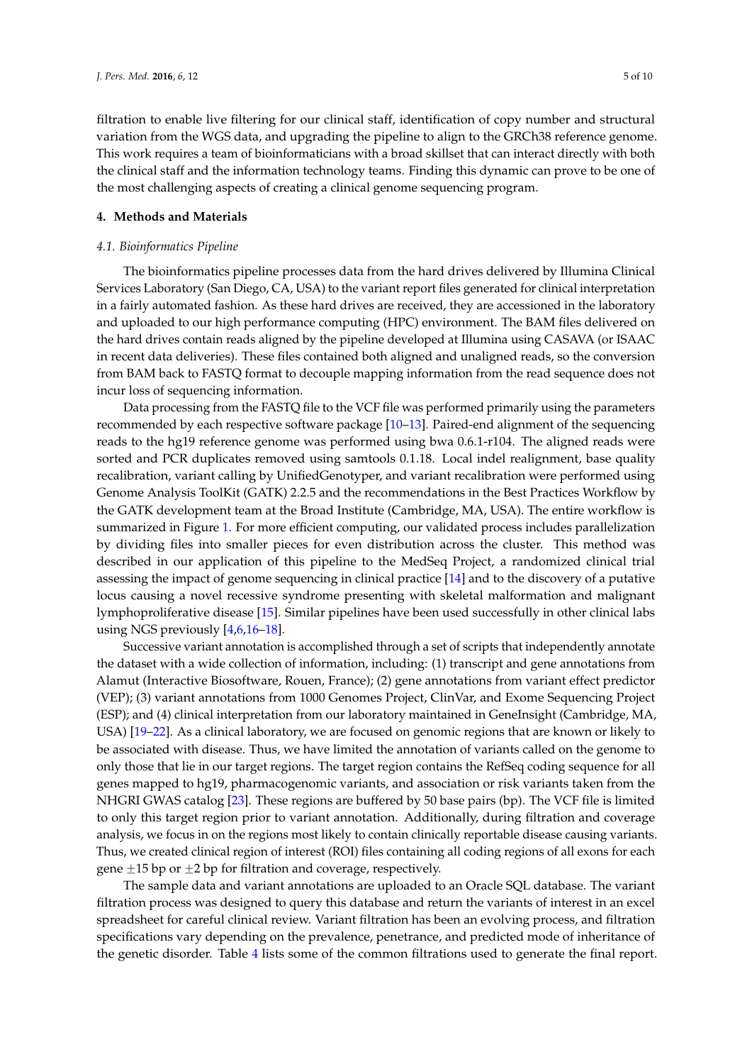filtration to enable live filtering for our clinical staff, identification of copy number and structural variation from the WGS data, and upgrading the pipeline to align to the GRCh38 reference genome. This work requires a team of bioinformaticians with a broad skillset that can interact directly with both the clinical staff and the information technology teams. Finding this dynamic can prove to be one of the most challenging aspects of creating a clinical genome sequencing program.

## 4. Methods and Materials

### *4.1. Bioinformatics Pipeline*

The bioinformatics pipeline processes data from the hard drives delivered by Illumina Clinical Services Laboratory (San Diego, CA, USA) to the variant report files generated for clinical interpretation in a fairly automated fashion. As these hard drives are received, they are accessioned in the laboratory and uploaded to our high performance computing (HPC) environment. The BAM files delivered on the hard drives contain reads aligned by the pipeline developed at Illumina using CASAVA (or ISAAC in recent data deliveries). These files contained both aligned and unaligned reads, so the conversion from BAM back to FASTQ format to decouple mapping information from the read sequence does not incur loss of sequencing information.

Data processing from the FASTQ file to the VCF file was performed primarily using the parameters recommended by each respective software package [10–13]. Paired-end alignment of the sequencing reads to the hg19 reference genome was performed using bwa 0.6.1-r104. The aligned reads were sorted and PCR duplicates removed using samtools 0.1.18. Local indel realignment, base quality recalibration, variant calling by UnifiedGenotyper, and variant recalibration were performed using Genome Analysis ToolKit (GATK) 2.2.5 and the recommendations in the Best Practices Workflow by the GATK development team at the Broad Institute (Cambridge, MA, USA). The entire workflow is summarized in Figure 1. For more efficient computing, our validated process includes parallelization by dividing files into smaller pieces for even distribution across the cluster. This method was described in our application of this pipeline to the MedSeq Project, a randomized clinical trial assessing the impact of genome sequencing in clinical practice [14] and to the discovery of a putative locus causing a novel recessive syndrome presenting with skeletal malformation and malignant lymphoproliferative disease [15]. Similar pipelines have been used successfully in other clinical labs using NGS previously [4,6,16–18].

Successive variant annotation is accomplished through a set of scripts that independently annotate the dataset with a wide collection of information, including: (1) transcript and gene annotations from Alamut (Interactive Biosoftware, Rouen, France); (2) gene annotations from variant effect predictor (VEP); (3) variant annotations from 1000 Genomes Project, ClinVar, and Exome Sequencing Project (ESP); and (4) clinical interpretation from our laboratory maintained in GeneInsight (Cambridge, MA, USA) [19–22]. As a clinical laboratory, we are focused on genomic regions that are known or likely to be associated with disease. Thus, we have limited the annotation of variants called on the genome to only those that lie in our target regions. The target region contains the RefSeq coding sequence for all genes mapped to hg19, pharmacogenomic variants, and association or risk variants taken from the NHGRI GWAS catalog [23]. These regions are buffered by 50 base pairs (bp). The VCF file is limited to only this target region prior to variant annotation. Additionally, during filtration and coverage analysis, we focus in on the regions most likely to contain clinically reportable disease causing variants. Thus, we created clinical region of interest (ROI) files containing all coding regions of all exons for each gene $\pm$15 bp or $\pm$2 bp for filtration and coverage, respectively.

The sample data and variant annotations are uploaded to an Oracle SQL database. The variant filtration process was designed to query this database and return the variants of interest in an excel spreadsheet for careful clinical review. Variant filtration has been an evolving process, and filtration specifications vary depending on the prevalence, penetrance, and predicted mode of inheritance of the genetic disorder. Table 4 lists some of the common filtrations used to generate the final report.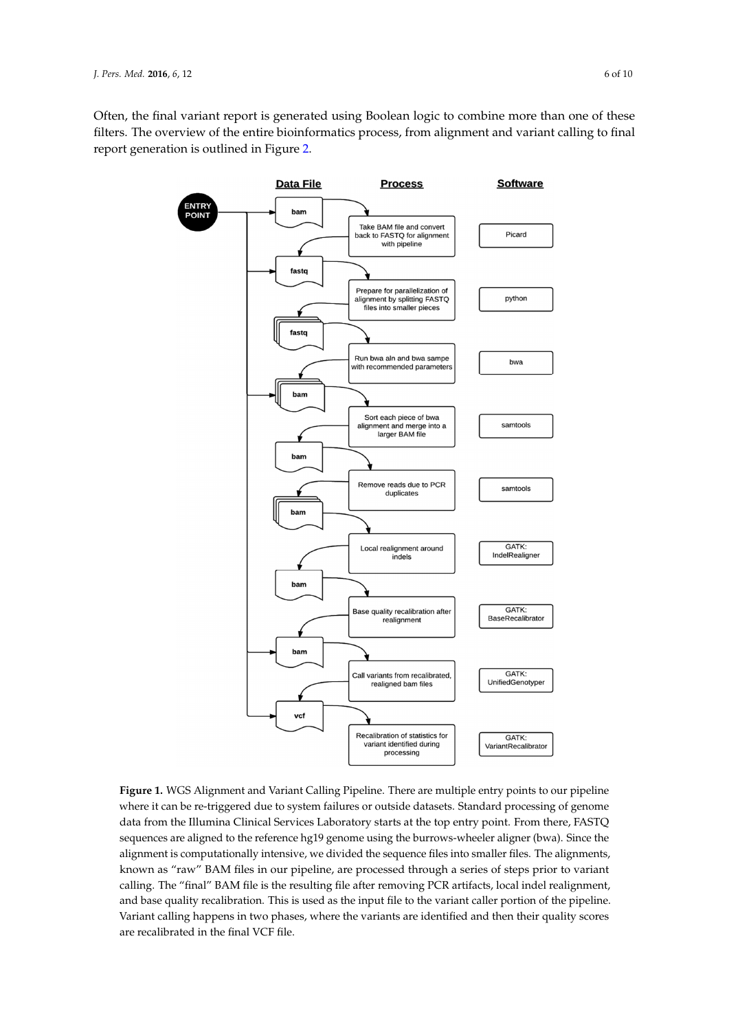Often, the final variant report is generated using Boolean logic to combine more than one of these filters. The overview of the entire bioinformatics process, from alignment and variant calling to final report generation is outlined in Figure 2.

**Figure 1.** WGS Alignment and Variant Calling Pipeline. There are multiple entry points to our pipeline where it can be re-triggered due to system failures or outside datasets. Standard processing of genome data from the Illumina Clinical Services Laboratory starts at the top entry point. From there, FASTQ sequences are aligned to the reference hg19 genome using the burrows-wheeler aligner (bwa). Since the alignment is computationally intensive, we divided the sequence files into smaller files. The alignments, known as "raw" BAM files in our pipeline, are processed through a series of steps prior to variant calling. The "final" BAM file is the resulting file after removing PCR artifacts, local indel realignment, and base quality recalibration. This is used as the input file to the variant caller portion of the pipeline. Variant calling happens in two phases, where the variants are identified and then their quality scores are recalibrated in the final VCF file.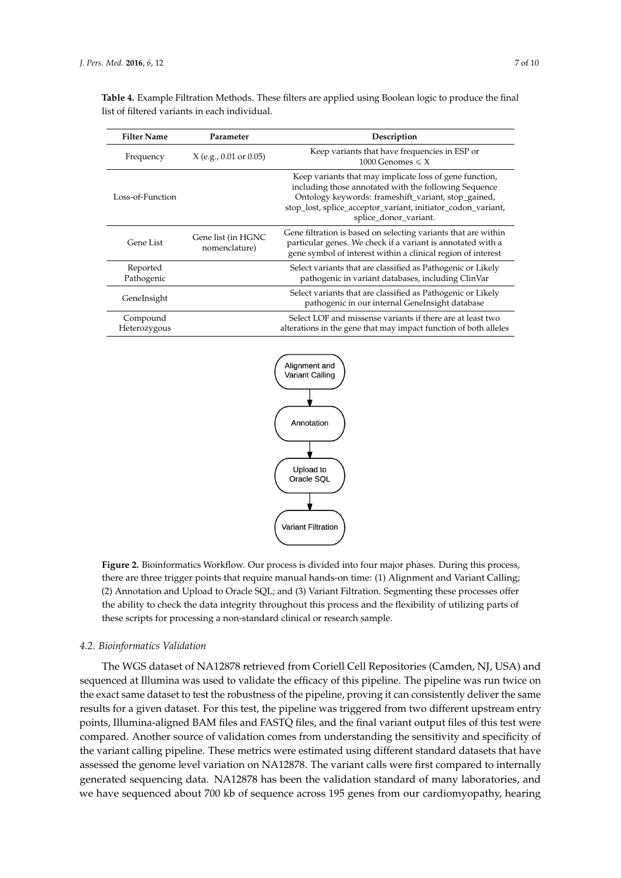**Table 4.** Example Filtration Methods. These filters are applied using Boolean logic to produce the final list of filtered variants in each individual.

| Filter Name | Parameter | Description |
| --- | --- | --- |
| Frequency | X (e.g., 0.01 or 0.05) | Keep variants that have frequencies in ESP or 1000 Genomes $\leqslant$ X |
| Loss-of-Function | | Keep variants that may implicate loss of gene function, including those annotated with the following Sequence Ontology keywords: frameshift_variant, stop_gained, stop_lost, splice_acceptor_variant, initiator_codon_variant, splice_donor_variant. |
| Gene List | Gene list (in HGNC nomenclature) | Gene filtration is based on selecting variants that are within particular genes. We check if a variant is annotated with a gene symbol of interest within a clinical region of interest |
| Reported Pathogenic | | Select variants that are classified as Pathogenic or Likely pathogenic in variant databases, including ClinVar |
| GeneInsight | | Select variants that are classified as Pathogenic or Likely pathogenic in our internal GeneInsight database |
| Compound Heterozygous | | Select LOF and missense variants if there are at least two alterations in the gene that may impact function of both alleles |

Alignment and Variant Calling → Annotation → Upload to Oracle SQL → Variant Filtration

**Figure 2.** Bioinformatics Workflow. Our process is divided into four major phases. During this process, there are three trigger points that require manual hands-on time: (1) Alignment and Variant Calling; (2) Annotation and Upload to Oracle SQL; and (3) Variant Filtration. Segmenting these processes offer the ability to check the data integrity throughout this process and the flexibility of utilizing parts of these scripts for processing a non-standard clinical or research sample.

### *4.2. Bioinformatics Validation*

The WGS dataset of NA12878 retrieved from Coriell Cell Repositories (Camden, NJ, USA) and sequenced at Illumina was used to validate the efficacy of this pipeline. The pipeline was run twice on the exact same dataset to test the robustness of the pipeline, proving it can consistently deliver the same results for a given dataset. For this test, the pipeline was triggered from two different upstream entry points, Illumina-aligned BAM files and FASTQ files, and the final variant output files of this test were compared. Another source of validation comes from understanding the sensitivity and specificity of the variant calling pipeline. These metrics were estimated using different standard datasets that have assessed the genome level variation on NA12878. The variant calls were first compared to internally generated sequencing data. NA12878 has been the validation standard of many laboratories, and we have sequenced about 700 kb of sequence across 195 genes from our cardiomyopathy, hearing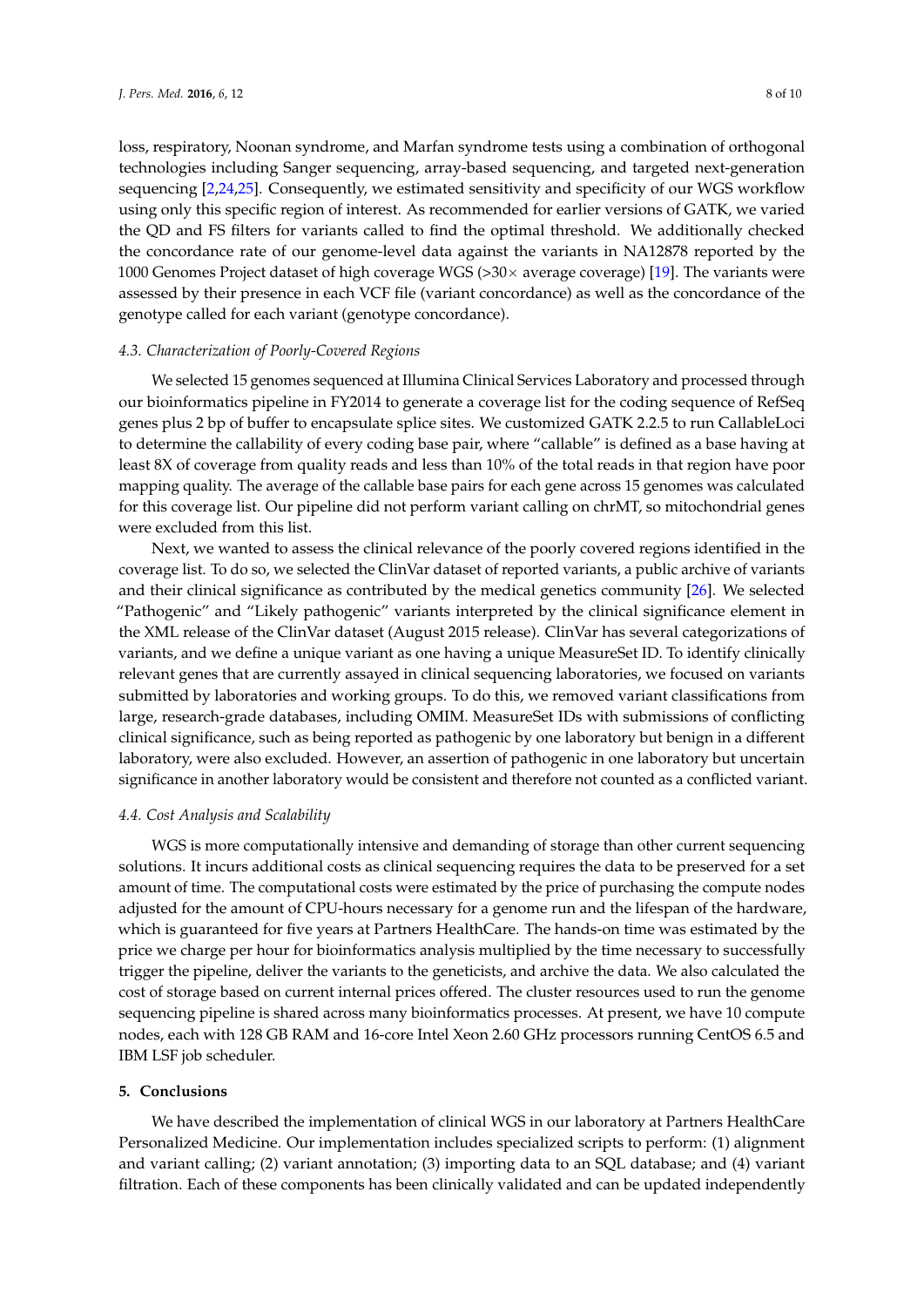loss, respiratory, Noonan syndrome, and Marfan syndrome tests using a combination of orthogonal technologies including Sanger sequencing, array-based sequencing, and targeted next-generation sequencing [2,24,25]. Consequently, we estimated sensitivity and specificity of our WGS workflow using only this specific region of interest. As recommended for earlier versions of GATK, we varied the QD and FS filters for variants called to find the optimal threshold. We additionally checked the concordance rate of our genome-level data against the variants in NA12878 reported by the 1000 Genomes Project dataset of high coverage WGS (>30× average coverage) [19]. The variants were assessed by their presence in each VCF file (variant concordance) as well as the concordance of the genotype called for each variant (genotype concordance).

### 4.3. Characterization of Poorly-Covered Regions

We selected 15 genomes sequenced at Illumina Clinical Services Laboratory and processed through our bioinformatics pipeline in FY2014 to generate a coverage list for the coding sequence of RefSeq genes plus 2 bp of buffer to encapsulate splice sites. We customized GATK 2.2.5 to run CallableLoci to determine the callability of every coding base pair, where "callable" is defined as a base having at least 8X of coverage from quality reads and less than 10% of the total reads in that region have poor mapping quality. The average of the callable base pairs for each gene across 15 genomes was calculated for this coverage list. Our pipeline did not perform variant calling on chrMT, so mitochondrial genes were excluded from this list.

Next, we wanted to assess the clinical relevance of the poorly covered regions identified in the coverage list. To do so, we selected the ClinVar dataset of reported variants, a public archive of variants and their clinical significance as contributed by the medical genetics community [26]. We selected "Pathogenic" and "Likely pathogenic" variants interpreted by the clinical significance element in the XML release of the ClinVar dataset (August 2015 release). ClinVar has several categorizations of variants, and we define a unique variant as one having a unique MeasureSet ID. To identify clinically relevant genes that are currently assayed in clinical sequencing laboratories, we focused on variants submitted by laboratories and working groups. To do this, we removed variant classifications from large, research-grade databases, including OMIM. MeasureSet IDs with submissions of conflicting clinical significance, such as being reported as pathogenic by one laboratory but benign in a different laboratory, were also excluded. However, an assertion of pathogenic in one laboratory but uncertain significance in another laboratory would be consistent and therefore not counted as a conflicted variant.

### 4.4. Cost Analysis and Scalability

WGS is more computationally intensive and demanding of storage than other current sequencing solutions. It incurs additional costs as clinical sequencing requires the data to be preserved for a set amount of time. The computational costs were estimated by the price of purchasing the compute nodes adjusted for the amount of CPU-hours necessary for a genome run and the lifespan of the hardware, which is guaranteed for five years at Partners HealthCare. The hands-on time was estimated by the price we charge per hour for bioinformatics analysis multiplied by the time necessary to successfully trigger the pipeline, deliver the variants to the geneticists, and archive the data. We also calculated the cost of storage based on current internal prices offered. The cluster resources used to run the genome sequencing pipeline is shared across many bioinformatics processes. At present, we have 10 compute nodes, each with 128 GB RAM and 16-core Intel Xeon 2.60 GHz processors running CentOS 6.5 and IBM LSF job scheduler.

## 5. Conclusions

We have described the implementation of clinical WGS in our laboratory at Partners HealthCare Personalized Medicine. Our implementation includes specialized scripts to perform: (1) alignment and variant calling; (2) variant annotation; (3) importing data to an SQL database; and (4) variant filtration. Each of these components has been clinically validated and can be updated independently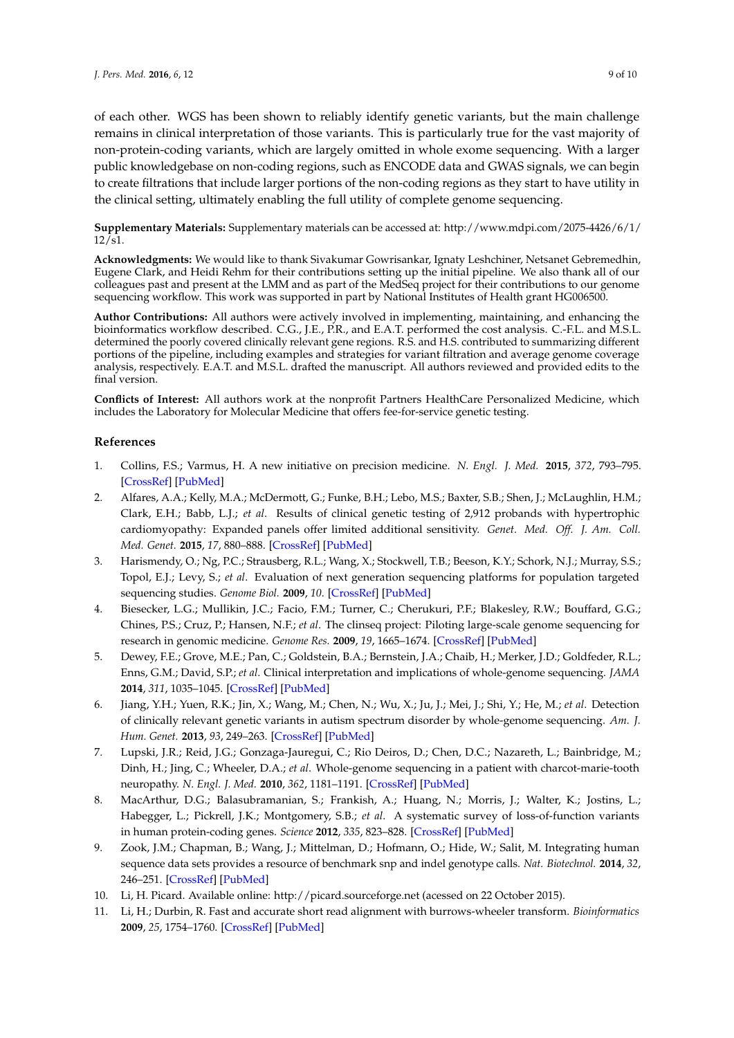of each other. WGS has been shown to reliably identify genetic variants, but the main challenge remains in clinical interpretation of those variants. This is particularly true for the vast majority of non-protein-coding variants, which are largely omitted in whole exome sequencing. With a larger public knowledgebase on non-coding regions, such as ENCODE data and GWAS signals, we can begin to create filtrations that include larger portions of the non-coding regions as they start to have utility in the clinical setting, ultimately enabling the full utility of complete genome sequencing.

**Supplementary Materials:** Supplementary materials can be accessed at: http://www.mdpi.com/2075-4426/6/1/12/s1.

**Acknowledgments:** We would like to thank Sivakumar Gowrisankar, Ignaty Leshchiner, Netsanet Gebremedhin, Eugene Clark, and Heidi Rehm for their contributions setting up the initial pipeline. We also thank all of our colleagues past and present at the LMM and as part of the MedSeq project for their contributions to our genome sequencing workflow. This work was supported in part by National Institutes of Health grant HG006500.

**Author Contributions:** All authors were actively involved in implementing, maintaining, and enhancing the bioinformatics workflow described. C.G., J.E., P.R., and E.A.T. performed the cost analysis. C.-F.L. and M.S.L. determined the poorly covered clinically relevant gene regions. R.S. and H.S. contributed to summarizing different portions of the pipeline, including examples and strategies for variant filtration and average genome coverage analysis, respectively. E.A.T. and M.S.L. drafted the manuscript. All authors reviewed and provided edits to the final version.

**Conflicts of Interest:** All authors work at the nonprofit Partners HealthCare Personalized Medicine, which includes the Laboratory for Molecular Medicine that offers fee-for-service genetic testing.

## References

1. Collins, F.S.; Varmus, H. A new initiative on precision medicine. *N. Engl. J. Med.* **2015**, *372*, 793–795. [CrossRef] [PubMed]
2. Alfares, A.A.; Kelly, M.A.; McDermott, G.; Funke, B.H.; Lebo, M.S.; Baxter, S.B.; Shen, J.; McLaughlin, H.M.; Clark, E.H.; Babb, L.J.; *et al.* Results of clinical genetic testing of 2,912 probands with hypertrophic cardiomyopathy: Expanded panels offer limited additional sensitivity. *Genet. Med. Off. J. Am. Coll. Med. Genet.* **2015**, *17*, 880–888. [CrossRef] [PubMed]
3. Harismendy, O.; Ng, P.C.; Strausberg, R.L.; Wang, X.; Stockwell, T.B.; Beeson, K.Y.; Schork, N.J.; Murray, S.S.; Topol, E.J.; Levy, S.; *et al.* Evaluation of next generation sequencing platforms for population targeted sequencing studies. *Genome Biol.* **2009**, *10*. [CrossRef] [PubMed]
4. Biesecker, L.G.; Mullikin, J.C.; Facio, F.M.; Turner, C.; Cherukuri, P.F.; Blakesley, R.W.; Bouffard, G.G.; Chines, P.S.; Cruz, P.; Hansen, N.F.; *et al.* The clinseq project: Piloting large-scale genome sequencing for research in genomic medicine. *Genome Res.* **2009**, *19*, 1665–1674. [CrossRef] [PubMed]
5. Dewey, F.E.; Grove, M.E.; Pan, C.; Goldstein, B.A.; Bernstein, J.A.; Chaib, H.; Merker, J.D.; Goldfeder, R.L.; Enns, G.M.; David, S.P.; *et al.* Clinical interpretation and implications of whole-genome sequencing. *JAMA* **2014**, *311*, 1035–1045. [CrossRef] [PubMed]
6. Jiang, Y.H.; Yuen, R.K.; Jin, X.; Wang, M.; Chen, N.; Wu, X.; Ju, J.; Mei, J.; Shi, Y.; He, M.; *et al.* Detection of clinically relevant genetic variants in autism spectrum disorder by whole-genome sequencing. *Am. J. Hum. Genet.* **2013**, *93*, 249–263. [CrossRef] [PubMed]
7. Lupski, J.R.; Reid, J.G.; Gonzaga-Jauregui, C.; Rio Deiros, D.; Chen, D.C.; Nazareth, L.; Bainbridge, M.; Dinh, H.; Jing, C.; Wheeler, D.A.; *et al.* Whole-genome sequencing in a patient with charcot-marie-tooth neuropathy. *N. Engl. J. Med.* **2010**, *362*, 1181–1191. [CrossRef] [PubMed]
8. MacArthur, D.G.; Balasubramanian, S.; Frankish, A.; Huang, N.; Morris, J.; Walter, K.; Jostins, L.; Habegger, L.; Pickrell, J.K.; Montgomery, S.B.; *et al.* A systematic survey of loss-of-function variants in human protein-coding genes. *Science* **2012**, *335*, 823–828. [CrossRef] [PubMed]
9. Zook, J.M.; Chapman, B.; Wang, J.; Mittelman, D.; Hofmann, O.; Hide, W.; Salit, M. Integrating human sequence data sets provides a resource of benchmark snp and indel genotype calls. *Nat. Biotechnol.* **2014**, *32*, 246–251. [CrossRef] [PubMed]
10. Li, H. Picard. Available online: http://picard.sourceforge.net (acessed on 22 October 2015).
11. Li, H.; Durbin, R. Fast and accurate short read alignment with burrows-wheeler transform. *Bioinformatics* **2009**, *25*, 1754–1760. [CrossRef] [PubMed]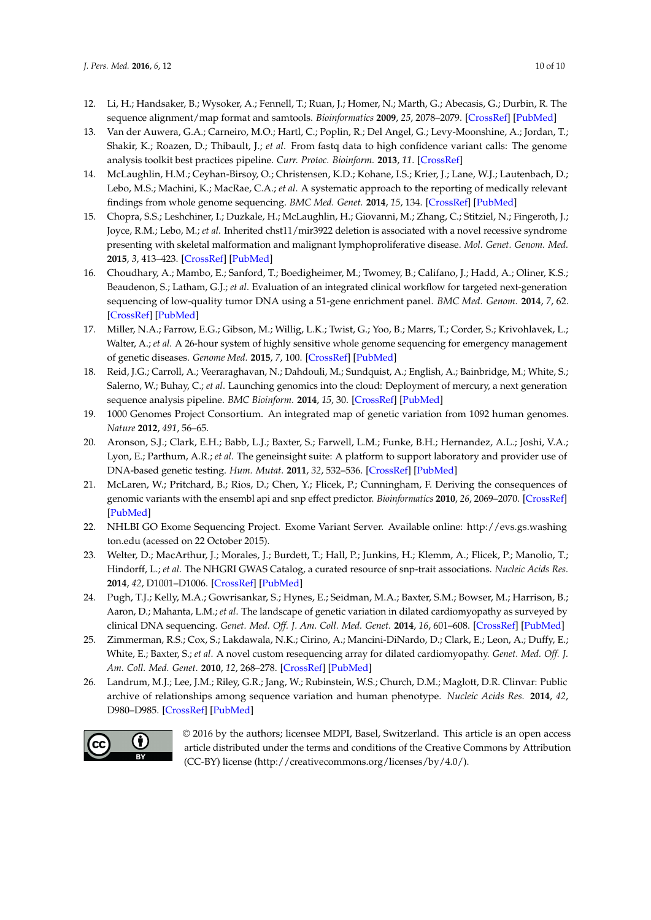12. Li, H.; Handsaker, B.; Wysoker, A.; Fennell, T.; Ruan, J.; Homer, N.; Marth, G.; Abecasis, G.; Durbin, R. The sequence alignment/map format and samtools. *Bioinformatics* **2009**, *25*, 2078–2079. [CrossRef] [PubMed]
13. Van der Auwera, G.A.; Carneiro, M.O.; Hartl, C.; Poplin, R.; Del Angel, G.; Levy-Moonshine, A.; Jordan, T.; Shakir, K.; Roazen, D.; Thibault, J.; *et al*. From fastq data to high confidence variant calls: The genome analysis toolkit best practices pipeline. *Curr. Protoc. Bioinform.* **2013**, *11*. [CrossRef]
14. McLaughlin, H.M.; Ceyhan-Birsoy, O.; Christensen, K.D.; Kohane, I.S.; Krier, J.; Lane, W.J.; Lautenbach, D.; Lebo, M.S.; Machini, K.; MacRae, C.A.; *et al*. A systematic approach to the reporting of medically relevant findings from whole genome sequencing. *BMC Med. Genet.* **2014**, *15*, 134. [CrossRef] [PubMed]
15. Chopra, S.S.; Leshchiner, I.; Duzkale, H.; McLaughlin, H.; Giovanni, M.; Zhang, C.; Stitziel, N.; Fingeroth, J.; Joyce, R.M.; Lebo, M.; *et al*. Inherited chst11/mir3922 deletion is associated with a novel recessive syndrome presenting with skeletal malformation and malignant lymphoproliferative disease. *Mol. Genet. Genom. Med.* **2015**, *3*, 413–423. [CrossRef] [PubMed]
16. Choudhary, A.; Mambo, E.; Sanford, T.; Boedigheimer, M.; Twomey, B.; Califano, J.; Hadd, A.; Oliner, K.S.; Beaudenon, S.; Latham, G.J.; *et al*. Evaluation of an integrated clinical workflow for targeted next-generation sequencing of low-quality tumor DNA using a 51-gene enrichment panel. *BMC Med. Genom.* **2014**, *7*, 62. [CrossRef] [PubMed]
17. Miller, N.A.; Farrow, E.G.; Gibson, M.; Willig, L.K.; Twist, G.; Yoo, B.; Marrs, T.; Corder, S.; Krivohlavek, L.; Walter, A.; *et al*. A 26-hour system of highly sensitive whole genome sequencing for emergency management of genetic diseases. *Genome Med.* **2015**, *7*, 100. [CrossRef] [PubMed]
18. Reid, J.G.; Carroll, A.; Veeraraghavan, N.; Dahdouli, M.; Sundquist, A.; English, A.; Bainbridge, M.; White, S.; Salerno, W.; Buhay, C.; *et al*. Launching genomics into the cloud: Deployment of mercury, a next generation sequence analysis pipeline. *BMC Bioinform.* **2014**, *15*, 30. [CrossRef] [PubMed]
19. 1000 Genomes Project Consortium. An integrated map of genetic variation from 1092 human genomes. *Nature* **2012**, *491*, 56–65.
20. Aronson, S.J.; Clark, E.H.; Babb, L.J.; Baxter, S.; Farwell, L.M.; Funke, B.H.; Hernandez, A.L.; Joshi, V.A.; Lyon, E.; Parthum, A.R.; *et al*. The geneinsight suite: A platform to support laboratory and provider use of DNA-based genetic testing. *Hum. Mutat.* **2011**, *32*, 532–536. [CrossRef] [PubMed]
21. McLaren, W.; Pritchard, B.; Rios, D.; Chen, Y.; Flicek, P.; Cunningham, F. Deriving the consequences of genomic variants with the ensembl api and snp effect predictor. *Bioinformatics* **2010**, *26*, 2069–2070. [CrossRef] [PubMed]
22. NHLBI GO Exome Sequencing Project. Exome Variant Server. Available online: http://evs.gs.washington.edu (accessed on 22 October 2015).
23. Welter, D.; MacArthur, J.; Morales, J.; Burdett, T.; Hall, P.; Junkins, H.; Klemm, A.; Flicek, P.; Manolio, T.; Hindorff, L.; *et al*. The NHGRI GWAS Catalog, a curated resource of snp-trait associations. *Nucleic Acids Res.* **2014**, *42*, D1001–D1006. [CrossRef] [PubMed]
24. Pugh, T.J.; Kelly, M.A.; Gowrisankar, S.; Hynes, E.; Seidman, M.A.; Baxter, S.M.; Bowser, M.; Harrison, B.; Aaron, D.; Mahanta, L.M.; *et al*. The landscape of genetic variation in dilated cardiomyopathy as surveyed by clinical DNA sequencing. *Genet. Med. Off. J. Am. Coll. Med. Genet.* **2014**, *16*, 601–608. [CrossRef] [PubMed]
25. Zimmerman, R.S.; Cox, S.; Lakdawala, N.K.; Cirino, A.; Mancini-DiNardo, D.; Clark, E.; Leon, A.; Duffy, E.; White, E.; Baxter, S.; *et al*. A novel custom resequencing array for dilated cardiomyopathy. *Genet. Med. Off. J. Am. Coll. Med. Genet.* **2010**, *12*, 268–278. [CrossRef] [PubMed]
26. Landrum, M.J.; Lee, J.M.; Riley, G.R.; Jang, W.; Rubinstein, W.S.; Church, D.M.; Maglott, D.R. Clinvar: Public archive of relationships among sequence variation and human phenotype. *Nucleic Acids Res.* **2014**, *42*, D980–D985. [CrossRef] [PubMed]

© 2016 by the authors; licensee MDPI, Basel, Switzerland. This article is an open access article distributed under the terms and conditions of the Creative Commons by Attribution (CC-BY) license (http://creativecommons.org/licenses/by/4.0/).